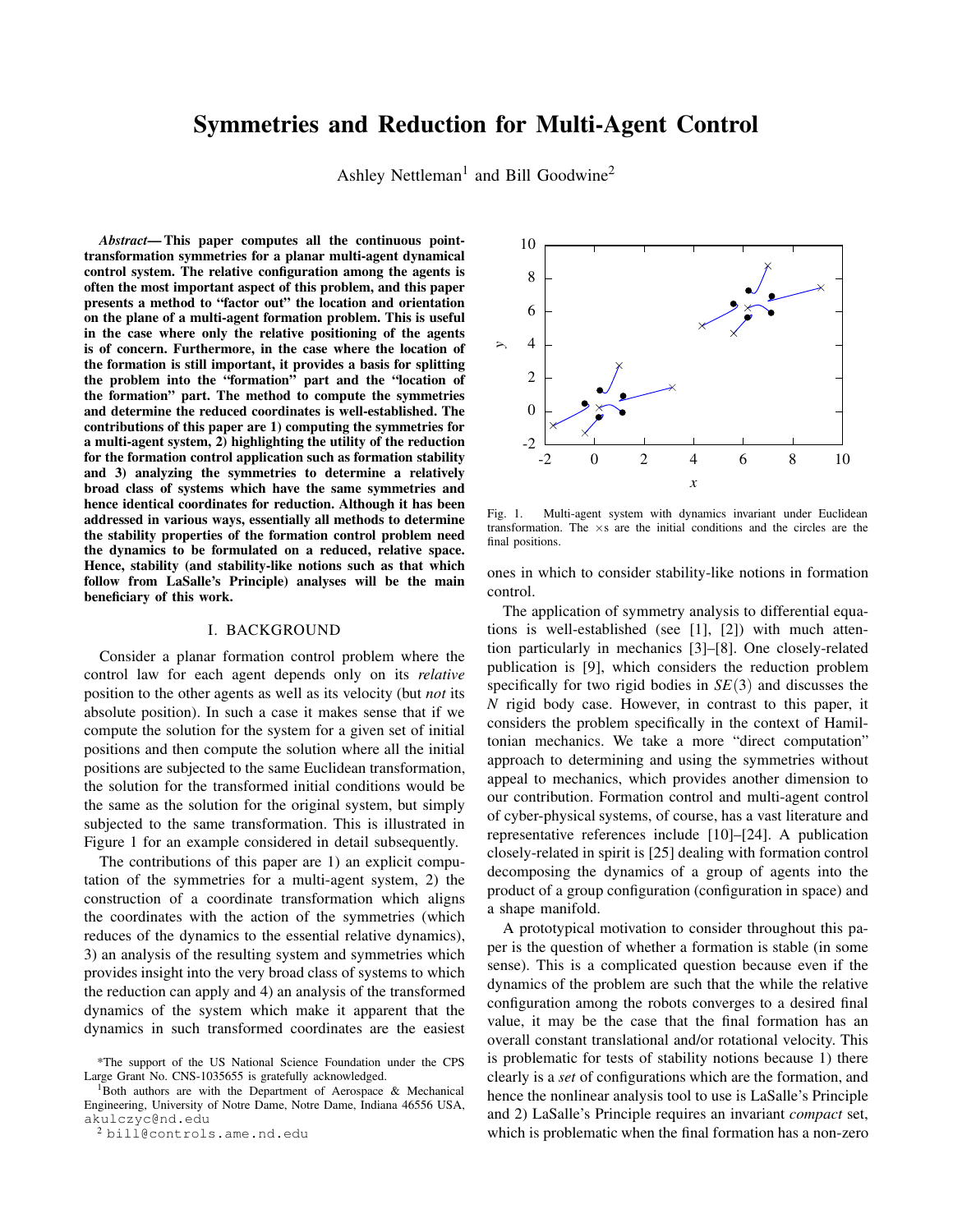# Symmetries and Reduction for Multi-Agent Control

Ashley Nettleman[1] and Bill Goodwine[2]

***Abstract*— This paper computes all the continuous point-transformation symmetries for a planar multi-agent dynamical control system. The relative configuration among the agents is often the most important aspect of this problem, and this paper presents a method to "factor out" the location and orientation on the plane of a multi-agent formation problem. This is useful in the case where only the relative positioning of the agents is of concern. Furthermore, in the case where the location of the formation is still important, it provides a basis for splitting the problem into the "formation" part and the "location of the formation" part. The method to compute the symmetries and determine the reduced coordinates is well-established. The contributions of this paper are 1) computing the symmetries for a multi-agent system, 2) highlighting the utility of the reduction for the formation control application such as formation stability and 3) analyzing the symmetries to determine a relatively broad class of systems which have the same symmetries and hence identical coordinates for reduction. Although it has been addressed in various ways, essentially all methods to determine the stability properties of the formation control problem need the dynamics to be formulated on a reduced, relative space. Hence, stability (and stability-like notions such as that which follow from LaSalle's Principle) analyses will be the main beneficiary of this work.**

## I. BACKGROUND

Consider a planar formation control problem where the control law for each agent depends only on its *relative* position to the other agents as well as its velocity (but *not* its absolute position). In such a case it makes sense that if we compute the solution for the system for a given set of initial positions and then compute the solution where all the initial positions are subjected to the same Euclidean transformation, the solution for the transformed initial conditions would be the same as the solution for the original system, but simply subjected to the same transformation. This is illustrated in Figure 1 for an example considered in detail subsequently.

The contributions of this paper are 1) an explicit computation of the symmetries for a multi-agent system, 2) the construction of a coordinate transformation which aligns the coordinates with the action of the symmetries (which reduces of the dynamics to the essential relative dynamics), 3) an analysis of the resulting system and symmetries which provides insight into the very broad class of systems to which the reduction can apply and 4) an analysis of the transformed dynamics of the system which make it apparent that the dynamics in such transformed coordinates are the easiest ones in which to consider stability-like notions in formation control.

Fig. 1. Multi-agent system with dynamics invariant under Euclidean transformation. The $\times$s are the initial conditions and the circles are the final positions.

The application of symmetry analysis to differential equations is well-established (see [1], [2]) with much attention particularly in mechanics [3]–[8]. One closely-related publication is [9], which considers the reduction problem specifically for two rigid bodies in $SE(3)$ and discusses the $N$ rigid body case. However, in contrast to this paper, it considers the problem specifically in the context of Hamiltonian mechanics. We take a more "direct computation" approach to determining and using the symmetries without appeal to mechanics, which provides another dimension to our contribution. Formation control and multi-agent control of cyber-physical systems, of course, has a vast literature and representative references include [10]–[24]. A publication closely-related in spirit is [25] dealing with formation control decomposing the dynamics of a group of agents into the product of a group configuration (configuration in space) and a shape manifold.

A prototypical motivation to consider throughout this paper is the question of whether a formation is stable (in some sense). This is a complicated question because even if the dynamics of the problem are such that the while the relative configuration among the robots converges to a desired final value, it may be the case that the final formation has an overall constant translational and/or rotational velocity. This is problematic for tests of stability notions because 1) there clearly is a *set* of configurations which are the formation, and hence the nonlinear analysis tool to use is LaSalle's Principle and 2) LaSalle's Principle requires an invariant *compact* set, which is problematic when the final formation has a non-zero

*The support of the US National Science Foundation under the CPS Large Grant No. CNS-1035655 is gratefully acknowledged.

[1]Both authors are with the Department of Aerospace & Mechanical Engineering, University of Notre Dame, Notre Dame, Indiana 46556 USA, akulczyc@nd.edu

[2] bill@controls.ame.nd.edu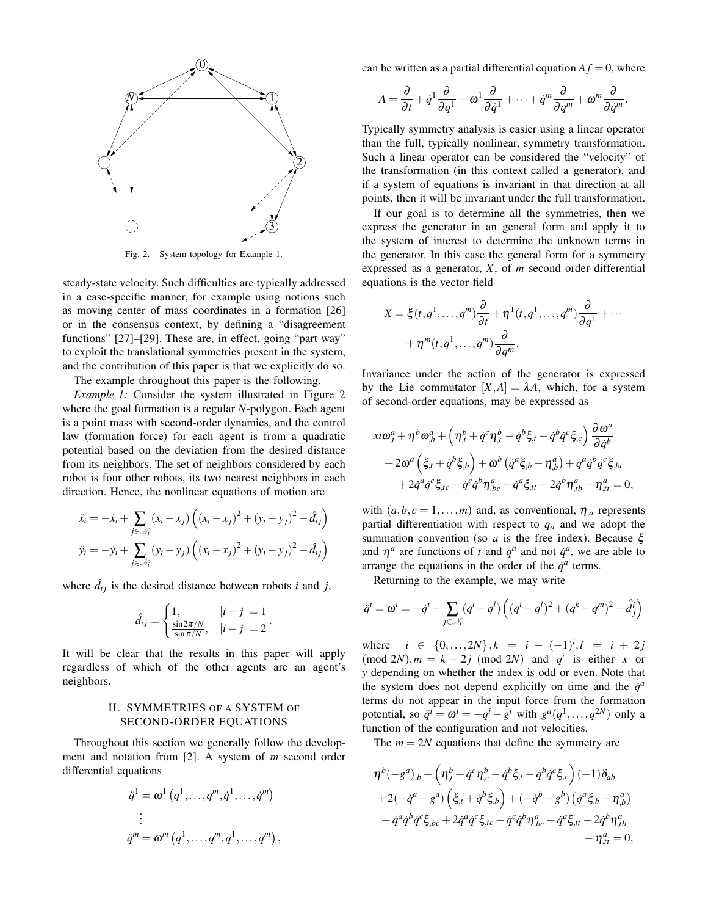Fig. 2. System topology for Example 1.

steady-state velocity. Such difficulties are typically addressed in a case-specific manner, for example using notions such as moving center of mass coordinates in a formation [26] or in the consensus context, by defining a "disagreement functions" [27]–[29]. These are, in effect, going "part way" to exploit the translational symmetries present in the system, and the contribution of this paper is that we explicitly do so.

The example throughout this paper is the following.

*Example 1:* Consider the system illustrated in Figure 2 where the goal formation is a regular $N$-polygon. Each agent is a point mass with second-order dynamics, and the control law (formation force) for each agent is from a quadratic potential based on the deviation from the desired distance from its neighbors. The set of neighbors considered by each robot is four other robots, its two nearest neighbors in each direction. Hence, the nonlinear equations of motion are

$$\ddot{x}_i = -\dot{x}_i + \sum_{j \in \mathcal{N}_i} (x_i - x_j)\left((x_i - x_j)^2 + (y_i - y_j)^2 - \hat{d}_{ij}\right)$$

$$\ddot{y}_i = -\dot{y}_i + \sum_{j \in \mathcal{N}_i} (y_i - y_j)\left((x_i - x_j)^2 + (y_i - y_j)^2 - \hat{d}_{ij}\right)$$

where $\hat{d}_{ij}$ is the desired distance between robots $i$ and $j$,

$$\hat{d}_{ij} = \begin{cases} 1, & |i-j| = 1 \\ \frac{\sin 2\pi/N}{\sin \pi/N}, & |i-j| = 2 \end{cases}.$$

It will be clear that the results in this paper will apply regardless of which of the other agents are an agent's neighbors.

## II. SYMMETRIES OF A SYSTEM OF SECOND-ORDER EQUATIONS

Throughout this section we generally follow the development and notation from [2]. A system of $m$ second order differential equations

$$\begin{aligned} \ddot{q}^1 &= \omega^1\left(q^1, \ldots, q^m, \dot{q}^1, \ldots, \dot{q}^m\right) \\ &\vdots \\ \ddot{q}^m &= \omega^m\left(q^1, \ldots, q^m, \dot{q}^1, \ldots, \dot{q}^m\right), \end{aligned}$$

can be written as a partial differential equation $Af = 0$, where

$$A = \frac{\partial}{\partial t} + \dot{q}^1 \frac{\partial}{\partial q^1} + \omega^1 \frac{\partial}{\partial \dot{q}^1} + \cdots + \dot{q}^m \frac{\partial}{\partial q^m} + \omega^m \frac{\partial}{\partial \dot{q}^m}.$$

Typically symmetry analysis is easier using a linear operator than the full, typically nonlinear, symmetry transformation. Such a linear operator can be considered the "velocity" of the transformation (in this context called a generator), and if a system of equations is invariant in that direction at all points, then it will be invariant under the full transformation.

If our goal is to determine all the symmetries, then we express the generator in an general form and apply it to the system of interest to determine the unknown terms in the generator. In this case the general form for a symmetry expressed as a generator, $X$, of $m$ second order differential equations is the vector field

$$\begin{aligned} X = {} & \xi(t, q^1, \ldots, q^m)\frac{\partial}{\partial t} + \eta^1(t, q^1, \ldots, q^m)\frac{\partial}{\partial q^1} + \cdots \\ & + \eta^m(t, q^1, \ldots, q^m)\frac{\partial}{\partial q^m}. \end{aligned}$$

Invariance under the action of the generator is expressed by the Lie commutator $[X, A] = \lambda A$, which, for a system of second-order equations, may be expressed as

$$\begin{aligned} & xi\omega^a_{,t} + \eta^b \omega^a_{,b} + \left(\eta^b_{,t} + \dot{q}^c \eta^b_{,c} - \dot{q}^b \xi_{,t} - \dot{q}^b \dot{q}^c \xi_{,c}\right)\frac{\partial \omega^a}{\partial \dot{q}^b} \\ & + 2\omega^a\left(\xi_{,t} + \dot{q}^b \xi_{,b}\right) + \omega^b\left(\dot{q}^a \xi_{,b} - \eta^a_{,b}\right) + \dot{q}^a \dot{q}^b \dot{q}^c \xi_{,bc} \\ & + 2\dot{q}^a \dot{q}^c \xi_{,tc} - \dot{q}^c \dot{q}^b \eta^a_{,bc} + \dot{q}^a \xi_{,tt} - 2\dot{q}^b \eta^a_{,tb} - \eta^a_{,tt} = 0, \end{aligned}$$

with $(a, b, c = 1, \ldots, m)$ and, as conventional, $\eta_{,a}$ represents partial differentiation with respect to $q_a$ and we adopt the summation convention (so $a$ is the free index). Because $\xi$ and $\eta^a$ are functions of $t$ and $q^a$ and not $\dot{q}^a$, we are able to arrange the equations in the order of the $\dot{q}^a$ terms.

Returning to the example, we may write

$$\ddot{q}^i = \omega^i = -\dot{q}^i - \sum_{j \in \mathcal{N}_i} (q^i - q^l)\left((q^i - q^l)^2 + (q^k - q^m)^2 - \hat{d}^i_j\right)$$

where $i \in \{0, \ldots, 2N\}, k = i - (-1)^i, l = i + 2j \pmod{2N}, m = k + 2j \pmod{2N}$ and $q^i$ is either $x$ or $y$ depending on whether the index is odd or even. Note that the system does not depend explicitly on time and the $\dot{q}^a$ terms do not appear in the input force from the formation potential, so $\ddot{q}^i = \omega^i = -\dot{q}^i - g^i$ with $g^a(q^1, \ldots, q^{2N})$ only a function of the configuration and not velocities.

The $m = 2N$ equations that define the symmetry are

$$\begin{aligned} & \eta^b(-g^a)_{,b} + \left(\eta^b_{,t} + \dot{q}^c \eta^b_{,c} - \dot{q}^b \xi_{,t} - \dot{q}^b \dot{q}^c \xi_{,c}\right)(-1)\delta_{ab} \\ & + 2(-\dot{q}^a - g^a)\left(\xi_{,t} + \dot{q}^b \xi_{,b}\right) + (-\dot{q}^b - g^b)\left(\dot{q}^a \xi_{,b} - \eta^a_{,b}\right) \\ & + \dot{q}^a \dot{q}^b \dot{q}^c \xi_{,bc} + 2\dot{q}^a \dot{q}^c \xi_{,tc} - \dot{q}^c \dot{q}^b \eta^a_{,bc} + \dot{q}^a \xi_{,tt} - 2\dot{q}^b \eta^a_{,tb} \\ & - \eta^a_{,tt} = 0, \end{aligned}$$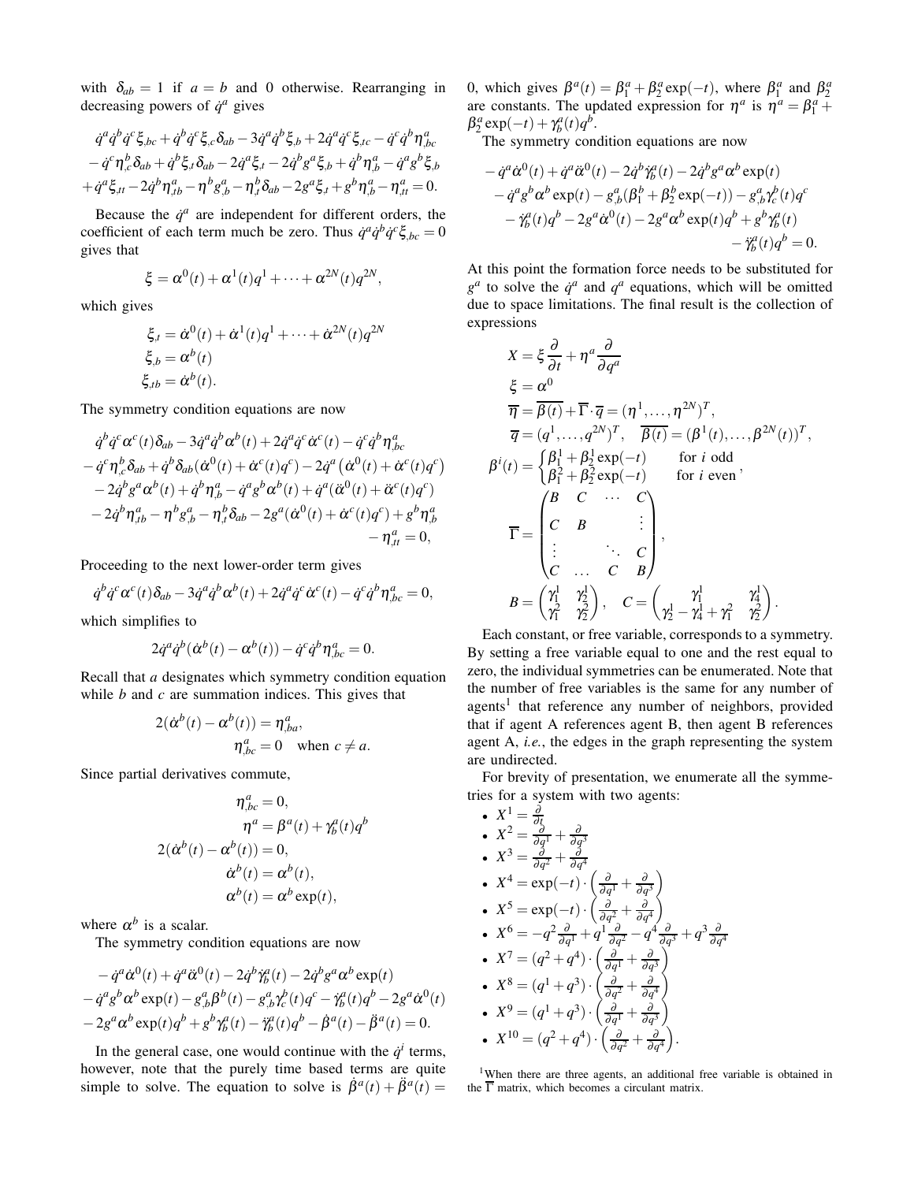with $\delta_{ab} = 1$ if $a = b$ and 0 otherwise. Rearranging in decreasing powers of $\dot{q}^a$ gives

$$\dot{q}^a\dot{q}^b\dot{q}^c\xi_{,bc} + \dot{q}^b\dot{q}^c\xi_{,c}\delta_{ab} - 3\dot{q}^a\dot{q}^b\xi_{,b} + 2\dot{q}^a\dot{q}^c\xi_{,tc} - \dot{q}^c\dot{q}^b\eta^a_{,bc}$$
$$- \dot{q}^c\eta^b_{,c}\delta_{ab} + \dot{q}^b\xi_{,t}\delta_{ab} - 2\dot{q}^a\xi_{,t} - 2\dot{q}^b g^a\xi_{,b} + \dot{q}^b\eta^a_{,b} - \dot{q}^a g^b\xi_{,b}$$
$$+ \dot{q}^a\xi_{,tt} - 2\dot{q}^b\eta^a_{,tb} - \eta^b g^a_{,b} - \eta^b_{,t}\delta_{ab} - 2g^a\xi_{,t} + g^b\eta^a_{,b} - \eta^a_{,tt} = 0.$$

Because the $\dot{q}^a$ are independent for different orders, the coefficient of each term much be zero. Thus $\dot{q}^a\dot{q}^b\dot{q}^c\xi_{,bc} = 0$ gives that

$$\xi = \alpha^0(t) + \alpha^1(t)q^1 + \cdots + \alpha^{2N}(t)q^{2N},$$

which gives

$$\xi_{,t} = \dot{\alpha}^0(t) + \dot{\alpha}^1(t)q^1 + \cdots + \dot{\alpha}^{2N}(t)q^{2N}$$
$$\xi_{,b} = \alpha^b(t)$$
$$\xi_{,tb} = \dot{\alpha}^b(t).$$

The symmetry condition equations are now

$$\dot{q}^b\dot{q}^c\alpha^c(t)\delta_{ab} - 3\dot{q}^a\dot{q}^b\alpha^b(t) + 2\dot{q}^a\dot{q}^c\dot{\alpha}^c(t) - \dot{q}^c\dot{q}^b\eta^a_{,bc}$$
$$- \dot{q}^c\eta^b_{,c}\delta_{ab} + \dot{q}^b\delta_{ab}(\dot{\alpha}^0(t) + \dot{\alpha}^c(t)q^c) - 2\dot{q}^a\left(\dot{\alpha}^0(t) + \dot{\alpha}^c(t)q^c\right)$$
$$- 2\dot{q}^b g^a\alpha^b(t) + \dot{q}^b\eta^a_{,b} - \dot{q}^a g^b\alpha^b(t) + \dot{q}^a(\ddot{\alpha}^0(t) + \ddot{\alpha}^c(t)q^c)$$
$$- 2\dot{q}^b\eta^a_{,tb} - \eta^b g^a_{,b} - \eta^b_{,t}\delta_{ab} - 2g^a(\dot{\alpha}^0(t) + \dot{\alpha}^c(t)q^c) + g^b\eta^a_{,b}$$
$$- \eta^a_{,tt} = 0,$$

Proceeding to the next lower-order term gives

$$\dot{q}^b\dot{q}^c\alpha^c(t)\delta_{ab} - 3\dot{q}^a\dot{q}^b\alpha^b(t) + 2\dot{q}^a\dot{q}^c\dot{\alpha}^c(t) - \dot{q}^c\dot{q}^b\eta^a_{,bc} = 0,$$

which simplifies to

$$2\dot{q}^a\dot{q}^b(\dot{\alpha}^b(t) - \alpha^b(t)) - \dot{q}^c\dot{q}^b\eta^a_{,bc} = 0.$$

Recall that $a$ designates which symmetry condition equation while $b$ and $c$ are summation indices. This gives that

$$2(\dot{\alpha}^b(t) - \alpha^b(t)) = \eta^a_{,ba},$$
$$\eta^a_{,bc} = 0 \quad \text{when } c \neq a.$$

Since partial derivatives commute,

$$\eta^a_{,bc} = 0,$$
$$\eta^a = \beta^a(t) + \gamma^a_b(t)q^b$$
$$2(\dot{\alpha}^b(t) - \alpha^b(t)) = 0,$$
$$\dot{\alpha}^b(t) = \alpha^b(t),$$
$$\alpha^b(t) = \alpha^b\exp(t),$$

where $\alpha^b$ is a scalar.

The symmetry condition equations are now

$$-\dot{q}^a\dot{\alpha}^0(t) + \dot{q}^a\ddot{\alpha}^0(t) - 2\dot{q}^b\dot{\gamma}^a_b(t) - 2\dot{q}^b g^a\alpha^b\exp(t)$$
$$- \dot{q}^a g^b\alpha^b\exp(t) - g^a_{,b}\beta^b(t) - g^a_{,b}\gamma^b_c(t)q^c - \dot{\gamma}^a_b(t)q^b - 2g^a\dot{\alpha}^0(t)$$
$$- 2g^a\alpha^b\exp(t)q^b + g^b\gamma^a_b(t) - \ddot{\gamma}^a_b(t)q^b - \dot{\beta}^a(t) - \ddot{\beta}^a(t) = 0.$$

In the general case, one would continue with the $\dot{q}^i$ terms, however, note that the purely time based terms are quite simple to solve. The equation to solve is $\dot{\beta}^a(t) + \ddot{\beta}^a(t) = 0$, which gives $\beta^a(t) = \beta^a_1 + \beta^a_2\exp(-t)$, where $\beta^a_1$ and $\beta^a_2$ are constants. The updated expression for $\eta^a$ is $\eta^a = \beta^a_1 + \beta^a_2\exp(-t) + \gamma^a_b(t)q^b$.

The symmetry condition equations are now

$$-\dot{q}^a\dot{\alpha}^0(t) + \dot{q}^a\ddot{\alpha}^0(t) - 2\dot{q}^b\dot{\gamma}^a_b(t) - 2\dot{q}^b g^a\alpha^b\exp(t)$$
$$- \dot{q}^a g^b\alpha^b\exp(t) - g^a_{,b}(\beta^b_1 + \beta^b_2\exp(-t)) - g^a_{,b}\gamma^b_c(t)q^c$$
$$- \dot{\gamma}^a_b(t)q^b - 2g^a\dot{\alpha}^0(t) - 2g^a\alpha^b\exp(t)q^b + g^b\gamma^a_b(t)$$
$$- \ddot{\gamma}^a_b(t)q^b = 0.$$

At this point the formation force needs to be substituted for $g^a$ to solve the $\dot{q}^a$ and $q^a$ equations, which will be omitted due to space limitations. The final result is the collection of expressions

$$X = \xi\frac{\partial}{\partial t} + \eta^a\frac{\partial}{\partial q^a}$$
$$\xi = \alpha^0$$
$$\overline{\eta} = \overline{\beta(t)} + \overline{\Gamma}\cdot\overline{q} = (\eta^1,\ldots,\eta^{2N})^T,$$
$$\overline{q} = (q^1,\ldots,q^{2N})^T, \quad \overline{\beta(t)} = (\beta^1(t),\ldots,\beta^{2N}(t))^T,$$
$$\beta^i(t) = \begin{cases}\beta^1_1 + \beta^1_2\exp(-t) & \text{for } i \text{ odd}\\ \beta^2_1 + \beta^2_2\exp(-t) & \text{for } i \text{ even}\end{cases},$$
$$\overline{\Gamma} = \begin{pmatrix} B & C & \cdots & C\\ C & B & & \vdots\\ \vdots & & \ddots & C\\ C & \ldots & C & B\end{pmatrix},$$
$$B = \begin{pmatrix}\gamma^1_1 & \gamma^1_2\\ \gamma^2_1 & \gamma^2_2\end{pmatrix}, \quad C = \begin{pmatrix}\gamma^1_1 & \gamma^1_4\\ \gamma^1_2 - \gamma^1_4 + \gamma^2_1 & \gamma^2_2\end{pmatrix}.$$

Each constant, or free variable, corresponds to a symmetry. By setting a free variable equal to one and the rest equal to zero, the individual symmetries can be enumerated. Note that the number of free variables is the same for any number of agents[1] that reference any number of neighbors, provided that if agent A references agent B, then agent B references agent A, *i.e.*, the edges in the graph representing the system are undirected.

For brevity of presentation, we enumerate all the symmetries for a system with two agents:

- $X^1 = \frac{\partial}{\partial t}$
- $X^2 = \frac{\partial}{\partial q^1} + \frac{\partial}{\partial q^3}$
- $X^3 = \frac{\partial}{\partial q^2} + \frac{\partial}{\partial q^4}$
- $X^4 = \exp(-t)\cdot\left(\frac{\partial}{\partial q^1} + \frac{\partial}{\partial q^3}\right)$
- $X^5 = \exp(-t)\cdot\left(\frac{\partial}{\partial q^2} + \frac{\partial}{\partial q^4}\right)$
- $X^6 = -q^2\frac{\partial}{\partial q^1} + q^1\frac{\partial}{\partial q^2} - q^4\frac{\partial}{\partial q^3} + q^3\frac{\partial}{\partial q^4}$
- $X^7 = (q^2 + q^4)\cdot\left(\frac{\partial}{\partial q^1} + \frac{\partial}{\partial q^3}\right)$
- $X^8 = (q^1 + q^3)\cdot\left(\frac{\partial}{\partial q^2} + \frac{\partial}{\partial q^4}\right)$
- $X^9 = (q^1 + q^3)\cdot\left(\frac{\partial}{\partial q^1} + \frac{\partial}{\partial q^3}\right)$
- $X^{10} = (q^2 + q^4)\cdot\left(\frac{\partial}{\partial q^2} + \frac{\partial}{\partial q^4}\right)$.

[1] When there are three agents, an additional free variable is obtained in the $\overline{\Gamma}$ matrix, which becomes a circulant matrix.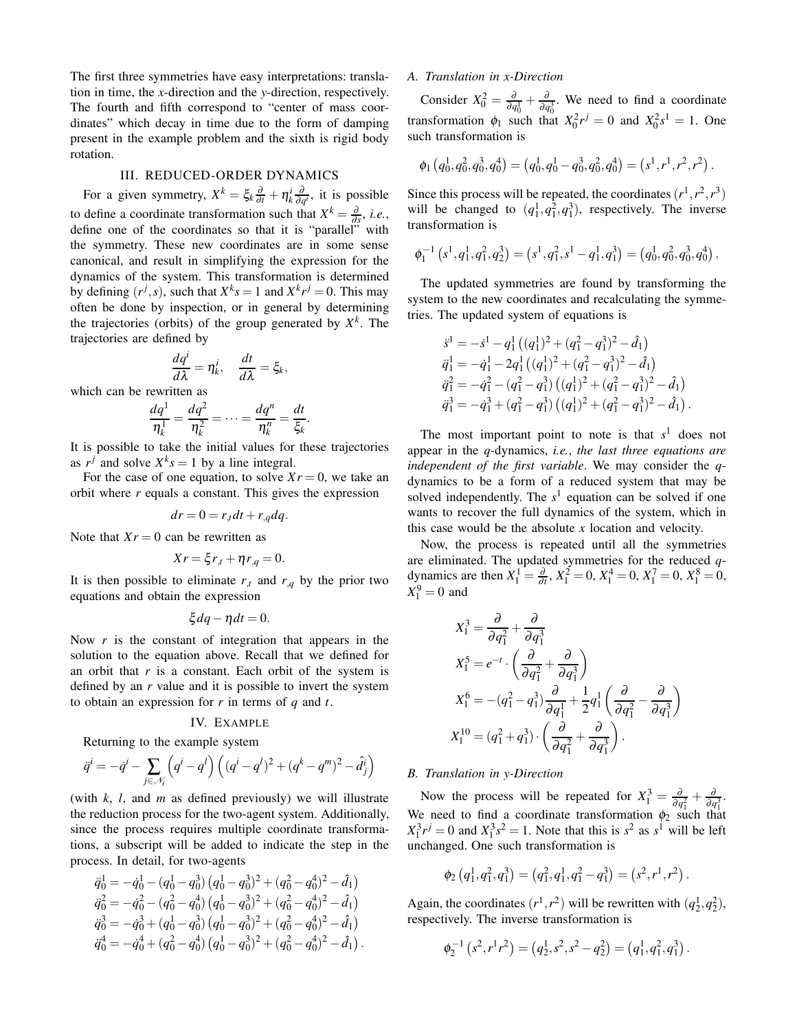The first three symmetries have easy interpretations: translation in time, the $x$-direction and the $y$-direction, respectively. The fourth and fifth correspond to "center of mass coordinates" which decay in time due to the form of damping present in the example problem and the sixth is rigid body rotation.

## III. Reduced-Order Dynamics

For a given symmetry, $X^k = \xi_k \frac{\partial}{\partial t} + \eta_k^i \frac{\partial}{\partial q^i}$, it is possible to define a coordinate transformation such that $X^k = \frac{\partial}{\partial s}$, *i.e.*, define one of the coordinates so that it is "parallel" with the symmetry. These new coordinates are in some sense canonical, and result in simplifying the expression for the dynamics of the system. This transformation is determined by defining $(r^j, s)$, such that $X^k s = 1$ and $X^k r^j = 0$. This may often be done by inspection, or in general by determining the trajectories (orbits) of the group generated by $X^k$. The trajectories are defined by

$$\frac{dq^i}{d\lambda} = \eta_k^i, \quad \frac{dt}{d\lambda} = \xi_k,$$

which can be rewritten as

$$\frac{dq^1}{\eta_k^1} = \frac{dq^2}{\eta_k^2} = \cdots = \frac{dq^n}{\eta_k^n} = \frac{dt}{\xi_k}.$$

It is possible to take the initial values for these trajectories as $r^j$ and solve $X^k s = 1$ by a line integral.

For the case of one equation, to solve $Xr = 0$, we take an orbit where $r$ equals a constant. This gives the expression

$$dr = 0 = r_{,t} dt + r_{,q} dq.$$

Note that $Xr = 0$ can be rewritten as

$$Xr = \xi r_{,t} + \eta r_{,q} = 0.$$

It is then possible to eliminate $r_{,t}$ and $r_{,q}$ by the prior two equations and obtain the expression

$$\xi dq - \eta dt = 0.$$

Now $r$ is the constant of integration that appears in the solution to the equation above. Recall that we defined for an orbit that $r$ is a constant. Each orbit of the system is defined by an $r$ value and it is possible to invert the system to obtain an expression for $r$ in terms of $q$ and $t$.

## IV. Example

Returning to the example system

$$\ddot{q}^i = -\dot{q}^i - \sum_{j \in \mathcal{N}_i} \left(q^i - q^l\right)\left((q^i - q^l)^2 + (q^k - q^m)^2 - \hat{d}_j^i\right)$$

(with $k$, $l$, and $m$ as defined previously) we will illustrate the reduction process for the two-agent system. Additionally, since the process requires multiple coordinate transformations, a subscript will be added to indicate the step in the process. In detail, for two-agents

$$\begin{aligned}
\ddot{q}_0^1 &= -\dot{q}_0^1 - (q_0^1 - q_0^3)\left(q_0^1 - q_0^3)^2 + (q_0^2 - q_0^4)^2 - \hat{d}_1\right) \\
\ddot{q}_0^2 &= -\dot{q}_0^2 - (q_0^2 - q_0^4)\left(q_0^1 - q_0^3)^2 + (q_0^2 - q_0^4)^2 - \hat{d}_1\right) \\
\ddot{q}_0^3 &= -\dot{q}_0^3 + (q_0^1 - q_0^3)\left(q_0^1 - q_0^3)^2 + (q_0^2 - q_0^4)^2 - \hat{d}_1\right) \\
\ddot{q}_0^4 &= -\dot{q}_0^4 + (q_0^2 - q_0^4)\left(q_0^1 - q_0^3)^2 + (q_0^2 - q_0^4)^2 - \hat{d}_1\right).
\end{aligned}$$

### A. Translation in x-Direction

Consider $X_0^2 = \frac{\partial}{\partial q_0^1} + \frac{\partial}{\partial q_0^3}$. We need to find a coordinate transformation $\phi_1$ such that $X_0^2 r^j = 0$ and $X_0^2 s^1 = 1$. One such transformation is

$$\phi_1\left(q_0^1, q_0^2, q_0^3, q_0^4\right) = \left(q_0^1, q_0^1 - q_0^3, q_0^2, q_0^4\right) = \left(s^1, r^1, r^2, r^2\right).$$

Since this process will be repeated, the coordinates $(r^1, r^2, r^3)$ will be changed to $(q_1^1, q_1^2, q_1^3)$, respectively. The inverse transformation is

$$\phi_1^{-1}\left(s^1, q_1^1, q_1^2, q_2^3\right) = \left(s^1, q_1^2, s^1 - q_1^1, q_1^3\right) = \left(q_0^1, q_0^2, q_0^3, q_0^4\right).$$

The updated symmetries are found by transforming the system to the new coordinates and recalculating the symmetries. The updated system of equations is

$$\begin{aligned}
\ddot{s}^1 &= -\dot{s}^1 - q_1^1\left((q_1^1)^2 + (q_1^2 - q_1^3)^2 - \hat{d}_1\right) \\
\ddot{q}_1^1 &= -\dot{q}_1^1 - 2q_1^1\left((q_1^1)^2 + (q_1^2 - q_1^3)^2 - \hat{d}_1\right) \\
\ddot{q}_1^2 &= -\dot{q}_1^2 - (q_1^2 - q_1^3)\left((q_1^1)^2 + (q_1^2 - q_1^3)^2 - \hat{d}_1\right) \\
\ddot{q}_1^3 &= -\dot{q}_1^3 + (q_1^2 - q_1^3)\left((q_1^1)^2 + (q_1^2 - q_1^3)^2 - \hat{d}_1\right).
\end{aligned}$$

The most important point to note is that $s^1$ does not appear in the $q$-dynamics, *i.e.*, *the last three equations are independent of the first variable*. We may consider the $q$-dynamics to be a form of a reduced system that may be solved independently. The $s^1$ equation can be solved if one wants to recover the full dynamics of the system, which in this case would be the absolute $x$ location and velocity.

Now, the process is repeated until all the symmetries are eliminated. The updated symmetries for the reduced $q$-dynamics are then $X_1^1 = \frac{\partial}{\partial t}$, $X_1^2 = 0$, $X_1^4 = 0$, $X_1^7 = 0$, $X_1^8 = 0$, $X_1^9 = 0$ and

$$\begin{aligned}
X_1^3 &= \frac{\partial}{\partial q_1^2} + \frac{\partial}{\partial q_1^3} \\
X_1^5 &= e^{-t} \cdot \left(\frac{\partial}{\partial q_1^2} + \frac{\partial}{\partial q_1^3}\right) \\
X_1^6 &= -(q_1^2 - q_1^3)\frac{\partial}{\partial q_1^1} + \frac{1}{2}q_1^1\left(\frac{\partial}{\partial q_1^2} - \frac{\partial}{\partial q_1^3}\right) \\
X_1^{10} &= (q_1^2 + q_1^3) \cdot \left(\frac{\partial}{\partial q_1^2} + \frac{\partial}{\partial q_1^3}\right).
\end{aligned}$$

### B. Translation in y-Direction

Now the process will be repeated for $X_1^3 = \frac{\partial}{\partial q_1^2} + \frac{\partial}{\partial q_1^3}$. We need to find a coordinate transformation $\phi_2$ such that $X_1^3 r^j = 0$ and $X_1^3 s^2 = 1$. Note that this is $s^2$ as $s^1$ will be left unchanged. One such transformation is

$$\phi_2\left(q_1^1, q_1^2, q_1^3\right) = \left(q_1^2, q_1^1, q_1^2 - q_1^3\right) = \left(s^2, r^1, r^2\right).$$

Again, the coordinates $(r^1, r^2)$ will be rewritten with $(q_2^1, q_2^2)$, respectively. The inverse transformation is

$$\phi_2^{-1}\left(s^2, r^1 r^2\right) = \left(q_2^1, s^2, s^2 - q_2^2\right) = \left(q_1^1, q_1^2, q_1^3\right).$$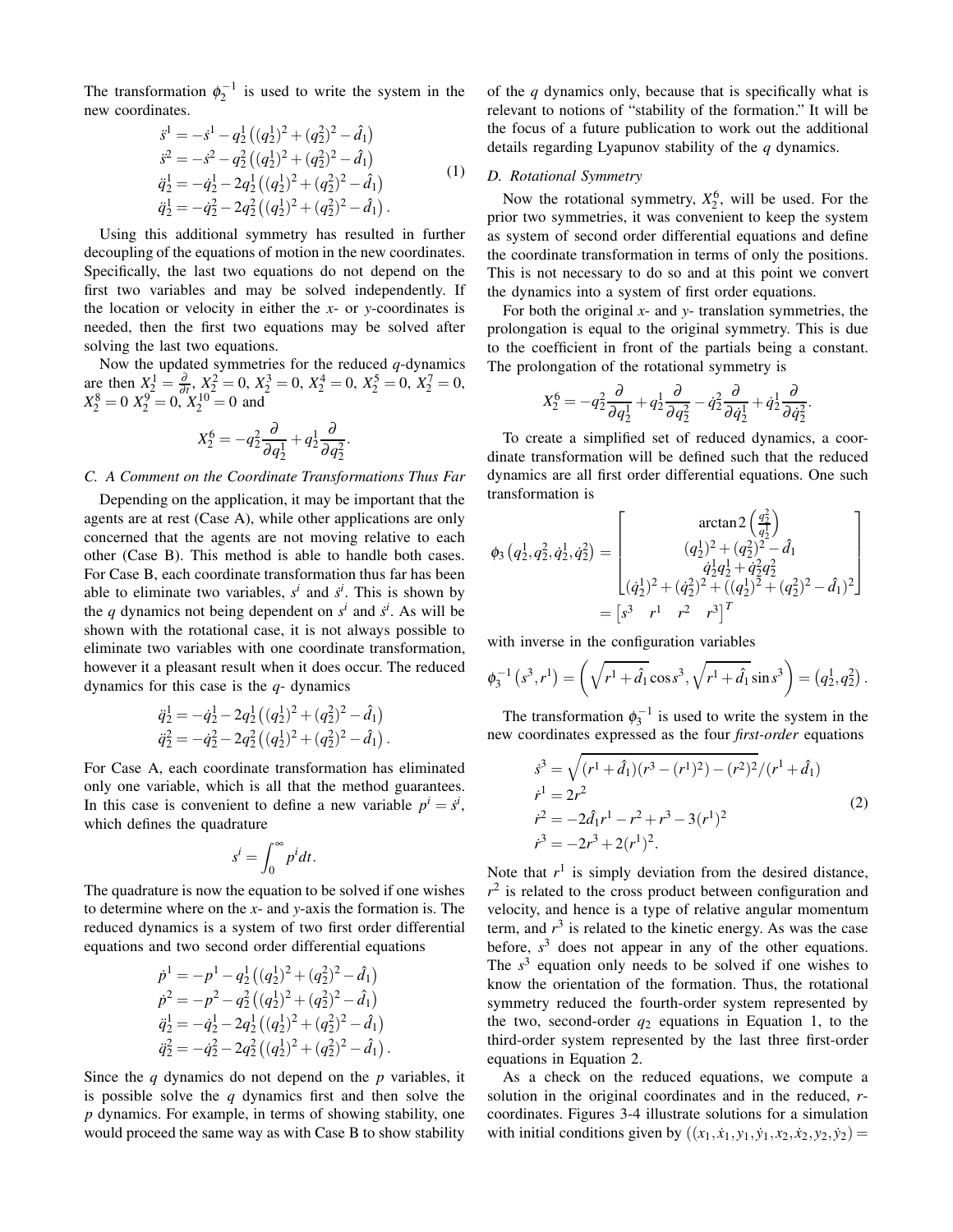The transformation $\phi_2^{-1}$ is used to write the system in the new coordinates.

$$
\begin{aligned}
\ddot{s}^1 &= -\dot{s}^1 - q_2^1\left((q_2^1)^2 + (q_2^2)^2 - \hat{d}_1\right) \\
\ddot{s}^2 &= -\dot{s}^2 - q_2^2\left((q_2^1)^2 + (q_2^2)^2 - \hat{d}_1\right) \\
\ddot{q}_2^1 &= -\dot{q}_2^1 - 2q_2^1\left((q_2^1)^2 + (q_2^2)^2 - \hat{d}_1\right) \\
\ddot{q}_2^1 &= -\dot{q}_2^2 - 2q_2^2\left((q_2^1)^2 + (q_2^2)^2 - \hat{d}_1\right).
\end{aligned} \tag{1}
$$

Using this additional symmetry has resulted in further decoupling of the equations of motion in the new coordinates. Specifically, the last two equations do not depend on the first two variables and may be solved independently. If the location or velocity in either the $x$- or $y$-coordinates is needed, then the first two equations may be solved after solving the last two equations.

Now the updated symmetries for the reduced $q$-dynamics are then $X_2^1 = \frac{\partial}{\partial t}$, $X_2^2 = 0$, $X_2^3 = 0$, $X_2^4 = 0$, $X_2^5 = 0$, $X_2^7 = 0$, $X_2^8 = 0$ $X_2^9 = 0$, $X_2^{10} = 0$ and

$$
X_2^6 = -q_2^2\frac{\partial}{\partial q_2^1} + q_2^1\frac{\partial}{\partial q_2^2}.
$$

### C. A Comment on the Coordinate Transformations Thus Far

Depending on the application, it may be important that the agents are at rest (Case A), while other applications are only concerned that the agents are not moving relative to each other (Case B). This method is able to handle both cases. For Case B, each coordinate transformation thus far has been able to eliminate two variables, $s^i$ and $\dot{s}^i$. This is shown by the $q$ dynamics not being dependent on $s^i$ and $\dot{s}^i$. As will be shown with the rotational case, it is not always possible to eliminate two variables with one coordinate transformation, however it a pleasant result when it does occur. The reduced dynamics for this case is the $q$- dynamics

$$
\begin{aligned}
\ddot{q}_2^1 &= -\dot{q}_2^1 - 2q_2^1\left((q_2^1)^2 + (q_2^2)^2 - \hat{d}_1\right) \\
\ddot{q}_2^2 &= -\dot{q}_2^2 - 2q_2^2\left((q_2^1)^2 + (q_2^2)^2 - \hat{d}_1\right).
\end{aligned}
$$

For Case A, each coordinate transformation has eliminated only one variable, which is all that the method guarantees. In this case is convenient to define a new variable $p^i = \dot{s}^i$, which defines the quadrature

$$
s^i = \int_0^\infty p^i dt.
$$

The quadrature is now the equation to be solved if one wishes to determine where on the $x$- and $y$-axis the formation is. The reduced dynamics is a system of two first order differential equations and two second order differential equations

$$
\begin{aligned}
\dot{p}^1 &= -p^1 - q_2^1\left((q_2^1)^2 + (q_2^2)^2 - \hat{d}_1\right) \\
\dot{p}^2 &= -p^2 - q_2^2\left((q_2^1)^2 + (q_2^2)^2 - \hat{d}_1\right) \\
\ddot{q}_2^1 &= -\dot{q}_2^1 - 2q_2^1\left((q_2^1)^2 + (q_2^2)^2 - \hat{d}_1\right) \\
\ddot{q}_2^2 &= -\dot{q}_2^2 - 2q_2^2\left((q_2^1)^2 + (q_2^2)^2 - \hat{d}_1\right).
\end{aligned}
$$

Since the $q$ dynamics do not depend on the $p$ variables, it is possible solve the $q$ dynamics first and then solve the $p$ dynamics. For example, in terms of showing stability, one would proceed the same way as with Case B to show stability of the $q$ dynamics only, because that is specifically what is relevant to notions of "stability of the formation." It will be the focus of a future publication to work out the additional details regarding Lyapunov stability of the $q$ dynamics.

### D. Rotational Symmetry

Now the rotational symmetry, $X_2^6$, will be used. For the prior two symmetries, it was convenient to keep the system as system of second order differential equations and define the coordinate transformation in terms of only the positions. This is not necessary to do so and at this point we convert the dynamics into a system of first order equations.

For both the original $x$- and $y$- translation symmetries, the prolongation is equal to the original symmetry. This is due to the coefficient in front of the partials being a constant. The prolongation of the rotational symmetry is

$$
X_2^6 = -q_2^2\frac{\partial}{\partial q_2^1} + q_2^1\frac{\partial}{\partial q_2^2} - \dot{q}_2^2\frac{\partial}{\partial \dot{q}_2^1} + \dot{q}_2^1\frac{\partial}{\partial \dot{q}_2^2}.
$$

To create a simplified set of reduced dynamics, a coordinate transformation will be defined such that the reduced dynamics are all first order differential equations. One such transformation is

$$
\phi_3\left(q_2^1, q_2^2, \dot{q}_2^1, \dot{q}_2^2\right) = \begin{bmatrix} \operatorname{arctan2}\left(\frac{q_2^2}{q_2^1}\right) \\ (q_2^1)^2 + (q_2^2)^2 - \hat{d}_1 \\ \dot{q}_2^1 q_2^1 + \dot{q}_2^2 q_2^2 \\ (\dot{q}_2^1)^2 + (\dot{q}_2^2)^2 + ((q_2^1)^2 + (q_2^2)^2 - \hat{d}_1)^2 \end{bmatrix} = \begin{bmatrix} s^3 & r^1 & r^2 & r^3 \end{bmatrix}^T
$$

with inverse in the configuration variables

$$
\phi_3^{-1}\left(s^3, r^1\right) = \left(\sqrt{r^1 + \hat{d}_1}\cos s^3, \sqrt{r^1 + \hat{d}_1}\sin s^3\right) = \left(q_2^1, q_2^2\right).
$$

The transformation $\phi_3^{-1}$ is used to write the system in the new coordinates expressed as the four *first-order* equations

$$
\begin{aligned}
\dot{s}^3 &= \sqrt{(r^1 + \hat{d}_1)(r^3 - (r^1)^2) - (r^2)^2}/(r^1 + \hat{d}_1) \\
\dot{r}^1 &= 2r^2 \\
\dot{r}^2 &= -2\hat{d}_1 r^1 - r^2 + r^3 - 3(r^1)^2 \\
\dot{r}^3 &= -2r^3 + 2(r^1)^2.
\end{aligned} \tag{2}
$$

Note that $r^1$ is simply deviation from the desired distance, $r^2$ is related to the cross product between configuration and velocity, and hence is a type of relative angular momentum term, and $r^3$ is related to the kinetic energy. As was the case before, $s^3$ does not appear in any of the other equations. The $s^3$ equation only needs to be solved if one wishes to know the orientation of the formation. Thus, the rotational symmetry reduced the fourth-order system represented by the two, second-order $q_2$ equations in Equation 1, to the third-order system represented by the last three first-order equations in Equation 2.

As a check on the reduced equations, we compute a solution in the original coordinates and in the reduced, $r$-coordinates. Figures 3-4 illustrate solutions for a simulation with initial conditions given by $((x_1, \dot{x}_1, y_1, \dot{y}_1, x_2, \dot{x}_2, y_2, \dot{y}_2) =$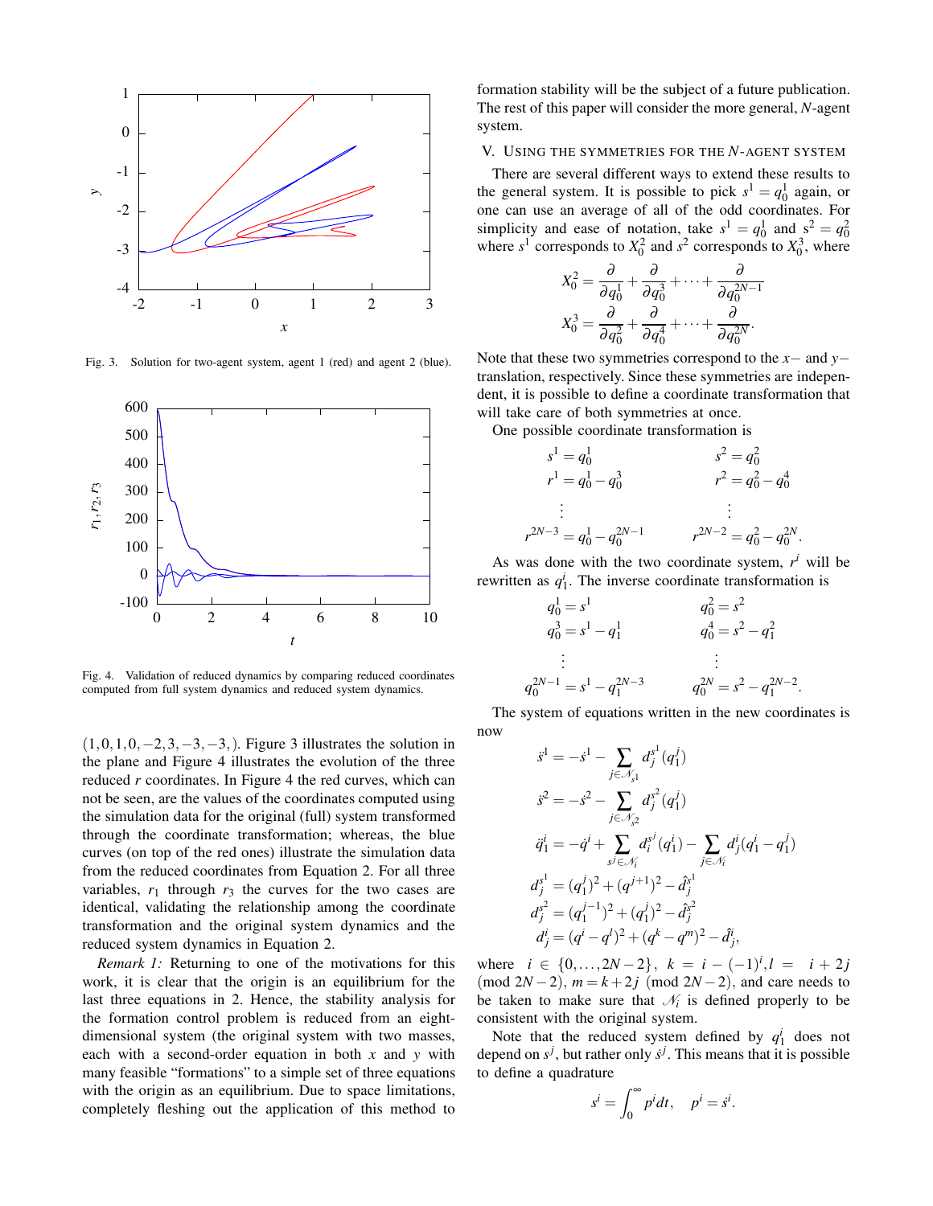Fig. 3. Solution for two-agent system, agent 1 (red) and agent 2 (blue).

Fig. 4. Validation of reduced dynamics by comparing reduced coordinates computed from full system dynamics and reduced system dynamics.

$(1,0,1,0,-2,3,-3,-3,)$. Figure 3 illustrates the solution in the plane and Figure 4 illustrates the evolution of the three reduced $r$ coordinates. In Figure 4 the red curves, which can not be seen, are the values of the coordinates computed using the simulation data for the original (full) system transformed through the coordinate transformation; whereas, the blue curves (on top of the red ones) illustrate the simulation data from the reduced coordinates from Equation 2. For all three variables, $r_1$ through $r_3$ the curves for the two cases are identical, validating the relationship among the coordinate transformation and the original system dynamics and the reduced system dynamics in Equation 2.

*Remark 1:* Returning to one of the motivations for this work, it is clear that the origin is an equilibrium for the last three equations in 2. Hence, the stability analysis for the formation control problem is reduced from an eight-dimensional system (the original system with two masses, each with a second-order equation in both $x$ and $y$ with many feasible "formations") to a simple set of three equations with the origin as an equilibrium. Due to space limitations, completely fleshing out the application of this method to formation stability will be the subject of a future publication. The rest of this paper will consider the more general, $N$-agent system.

## V. Using the symmetries for the $N$-agent system

There are several different ways to extend these results to the general system. It is possible to pick $s^1 = q_0^1$ again, or one can use an average of all of the odd coordinates. For simplicity and ease of notation, take $s^1 = q_0^1$ and $s^2 = q_0^2$ where $s^1$ corresponds to $X_0^2$ and $s^2$ corresponds to $X_0^3$, where

$$X_0^2 = \frac{\partial}{\partial q_0^1} + \frac{\partial}{\partial q_0^3} + \cdots + \frac{\partial}{\partial q_0^{2N-1}}$$
$$X_0^3 = \frac{\partial}{\partial q_0^2} + \frac{\partial}{\partial q_0^4} + \cdots + \frac{\partial}{\partial q_0^{2N}}.$$

Note that these two symmetries correspond to the $x-$ and $y-$ translation, respectively. Since these symmetries are independent, it is possible to define a coordinate transformation that will take care of both symmetries at once.

One possible coordinate transformation is

$$\begin{aligned} s^1 &= q_0^1 & s^2 &= q_0^2 \\ r^1 &= q_0^1 - q_0^3 & r^2 &= q_0^2 - q_0^4 \\ &\vdots & &\vdots \\ r^{2N-3} &= q_0^1 - q_0^{2N-1} & r^{2N-2} &= q_0^2 - q_0^{2N}. \end{aligned}$$

As was done with the two coordinate system, $r^i$ will be rewritten as $q_1^i$. The inverse coordinate transformation is

$$\begin{aligned} q_0^1 &= s^1 & q_0^2 &= s^2 \\ q_0^3 &= s^1 - q_1^1 & q_0^4 &= s^2 - q_1^2 \\ &\vdots & &\vdots \\ q_0^{2N-1} &= s^1 - q_1^{2N-3} & q_0^{2N} &= s^2 - q_1^{2N-2}. \end{aligned}$$

The system of equations written in the new coordinates is now

$$\begin{aligned} \ddot{s}^1 &= -\dot{s}^1 - \sum_{j\in\mathcal{N}_{s^1}} d_j^{s^1}(q_1^j) \\ \ddot{s}^2 &= -\dot{s}^2 - \sum_{j\in\mathcal{N}_{s^2}} d_j^{s^2}(q_1^j) \\ \ddot{q}_1^i &= -\dot{q}^i + \sum_{s^j\in\mathcal{N}_i} d_i^{s^j}(q_1^i) - \sum_{j\in\mathcal{N}_i} d_j^i(q_1^i - q_1^j) \\ d_j^{s^1} &= (q_1^j)^2 + (q^{j+1})^2 - \hat{d}_j^{s^1} \\ d_j^{s^2} &= (q_1^{j-1})^2 + (q_1^j)^2 - \hat{d}_j^{s^2} \\ d_j^i &= (q^i - q^l)^2 + (q^k - q^m)^2 - \hat{d}_j^i, \end{aligned}$$

where $i \in \{0,\ldots,2N-2\}$, $k = i-(-1)^i, l = i+2j \pmod{2N-2}$, $m = k+2j \pmod{2N-2}$, and care needs to be taken to make sure that $\mathcal{N}_i$ is defined properly to be consistent with the original system.

Note that the reduced system defined by $q_1^i$ does not depend on $s^j$, but rather only $\dot{s}^j$. This means that it is possible to define a quadrature

$$s^i = \int_0^\infty p^i dt, \quad p^i = \dot{s}^i.$$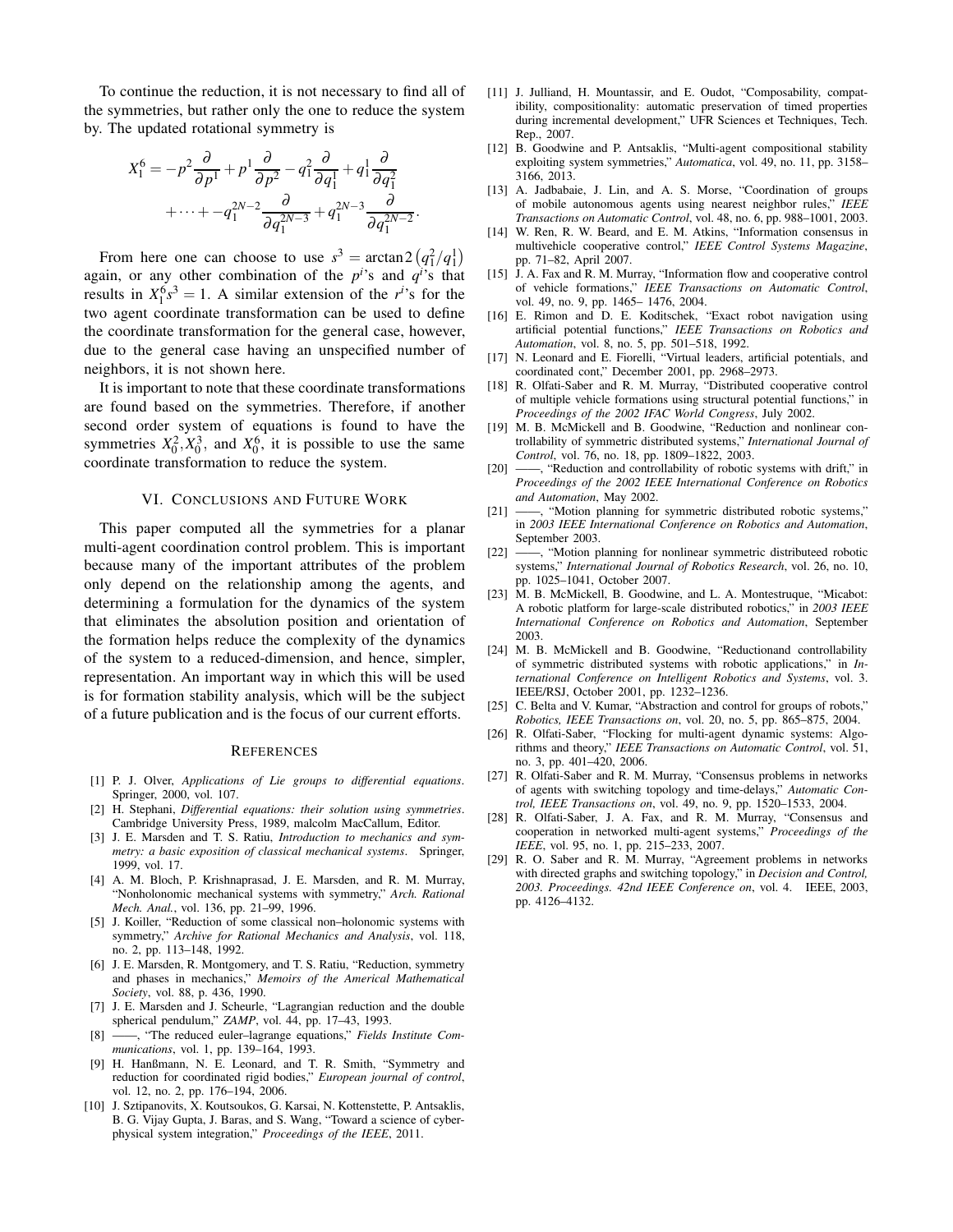To continue the reduction, it is not necessary to find all of the symmetries, but rather only the one to reduce the system by. The updated rotational symmetry is

$$X_1^6 = -p^2\frac{\partial}{\partial p^1} + p^1\frac{\partial}{\partial p^2} - q_1^2\frac{\partial}{\partial q_1^1} + q_1^1\frac{\partial}{\partial q_1^2} + \cdots + -q_1^{2N-2}\frac{\partial}{\partial q_1^{2N-3}} + q_1^{2N-3}\frac{\partial}{\partial q_1^{2N-2}}.$$

From here one can choose to use $s^3 = \arctan 2\left(q_1^2/q_1^1\right)$ again, or any other combination of the $p^i$'s and $q^i$'s that results in $X_1^6 s^3 = 1$. A similar extension of the $r^i$'s for the two agent coordinate transformation can be used to define the coordinate transformation for the general case, however, due to the general case having an unspecified number of neighbors, it is not shown here.

It is important to note that these coordinate transformations are found based on the symmetries. Therefore, if another second order system of equations is found to have the symmetries $X_0^2, X_0^3$, and $X_0^6$, it is possible to use the same coordinate transformation to reduce the system.

## VI. Conclusions and Future Work

This paper computed all the symmetries for a planar multi-agent coordination control problem. This is important because many of the important attributes of the problem only depend on the relationship among the agents, and determining a formulation for the dynamics of the system that eliminates the absolution position and orientation of the formation helps reduce the complexity of the dynamics of the system to a reduced-dimension, and hence, simpler, representation. An important way in which this will be used is for formation stability analysis, which will be the subject of a future publication and is the focus of our current efforts.

## References

[1] P. J. Olver, *Applications of Lie groups to differential equations*. Springer, 2000, vol. 107.

[2] H. Stephani, *Differential equations: their solution using symmetries*. Cambridge University Press, 1989, malcolm MacCallum, Editor.

[3] J. E. Marsden and T. S. Ratiu, *Introduction to mechanics and symmetry: a basic exposition of classical mechanical systems*. Springer, 1999, vol. 17.

[4] A. M. Bloch, P. Krishnaprasad, J. E. Marsden, and R. M. Murray, "Nonholonomic mechanical systems with symmetry," *Arch. Rational Mech. Anal.*, vol. 136, pp. 21–99, 1996.

[5] J. Koiller, "Reduction of some classical non–holonomic systems with symmetry," *Archive for Rational Mechanics and Analysis*, vol. 118, no. 2, pp. 113–148, 1992.

[6] J. E. Marsden, R. Montgomery, and T. S. Ratiu, "Reduction, symmetry and phases in mechanics," *Memoirs of the Americal Mathematical Society*, vol. 88, p. 436, 1990.

[7] J. E. Marsden and J. Scheurle, "Lagrangian reduction and the double spherical pendulum," *ZAMP*, vol. 44, pp. 17–43, 1993.

[8] ——, "The reduced euler–lagrange equations," *Fields Institute Communications*, vol. 1, pp. 139–164, 1993.

[9] H. Hanßmann, N. E. Leonard, and T. R. Smith, "Symmetry and reduction for coordinated rigid bodies," *European journal of control*, vol. 12, no. 2, pp. 176–194, 2006.

[10] J. Sztipanovits, X. Koutsoukos, G. Karsai, N. Kottenstette, P. Antsaklis, B. G. Vijay Gupta, J. Baras, and S. Wang, "Toward a science of cyber-physical system integration," *Proceedings of the IEEE*, 2011.

[11] J. Julliand, H. Mountassir, and E. Oudot, "Composability, compatibility, compositionality: automatic preservation of timed properties during incremental development," UFR Sciences et Techniques, Tech. Rep., 2007.

[12] B. Goodwine and P. Antsaklis, "Multi-agent compositional stability exploiting system symmetries," *Automatica*, vol. 49, no. 11, pp. 3158–3166, 2013.

[13] A. Jadbabaie, J. Lin, and A. S. Morse, "Coordination of groups of mobile autonomous agents using nearest neighbor rules," *IEEE Transactions on Automatic Control*, vol. 48, no. 6, pp. 988–1001, 2003.

[14] W. Ren, R. W. Beard, and E. M. Atkins, "Information consensus in multivehicle cooperative control," *IEEE Control Systems Magazine*, pp. 71–82, April 2007.

[15] J. A. Fax and R. M. Murray, "Information flow and cooperative control of vehicle formations," *IEEE Transactions on Automatic Control*, vol. 49, no. 9, pp. 1465– 1476, 2004.

[16] E. Rimon and D. E. Koditschek, "Exact robot navigation using artificial potential functions," *IEEE Transactions on Robotics and Automation*, vol. 8, no. 5, pp. 501–518, 1992.

[17] N. Leonard and E. Fiorelli, "Virtual leaders, artificial potentials, and coordinated cont," December 2001, pp. 2968–2973.

[18] R. Olfati-Saber and R. M. Murray, "Distributed cooperative control of multiple vehicle formations using structural potential functions," in *Proceedings of the 2002 IFAC World Congress*, July 2002.

[19] M. B. McMickell and B. Goodwine, "Reduction and nonlinear controllability of symmetric distributed systems," *International Journal of Control*, vol. 76, no. 18, pp. 1809–1822, 2003.

[20] ——, "Reduction and controllability of robotic systems with drift," in *Proceedings of the 2002 IEEE International Conference on Robotics and Automation*, May 2002.

[21] ——, "Motion planning for symmetric distributed robotic systems," in *2003 IEEE International Conference on Robotics and Automation*, September 2003.

[22] ——, "Motion planning for nonlinear symmetric distributeed robotic systems," *International Journal of Robotics Research*, vol. 26, no. 10, pp. 1025–1041, October 2007.

[23] M. B. McMickell, B. Goodwine, and L. A. Montestruque, "Micabot: A robotic platform for large-scale distributed robotics," in *2003 IEEE International Conference on Robotics and Automation*, September 2003.

[24] M. B. McMickell and B. Goodwine, "Reductionand controllability of symmetric distributed systems with robotic applications," in *International Conference on Intelligent Robotics and Systems*, vol. 3. IEEE/RSJ, October 2001, pp. 1232–1236.

[25] C. Belta and V. Kumar, "Abstraction and control for groups of robots," *Robotics, IEEE Transactions on*, vol. 20, no. 5, pp. 865–875, 2004.

[26] R. Olfati-Saber, "Flocking for multi-agent dynamic systems: Algorithms and theory," *IEEE Transactions on Automatic Control*, vol. 51, no. 3, pp. 401–420, 2006.

[27] R. Olfati-Saber and R. M. Murray, "Consensus problems in networks of agents with switching topology and time-delays," *Automatic Control, IEEE Transactions on*, vol. 49, no. 9, pp. 1520–1533, 2004.

[28] R. Olfati-Saber, J. A. Fax, and R. M. Murray, "Consensus and cooperation in networked multi-agent systems," *Proceedings of the IEEE*, vol. 95, no. 1, pp. 215–233, 2007.

[29] R. O. Saber and R. M. Murray, "Agreement problems in networks with directed graphs and switching topology," in *Decision and Control, 2003. Proceedings. 42nd IEEE Conference on*, vol. 4. IEEE, 2003, pp. 4126–4132.